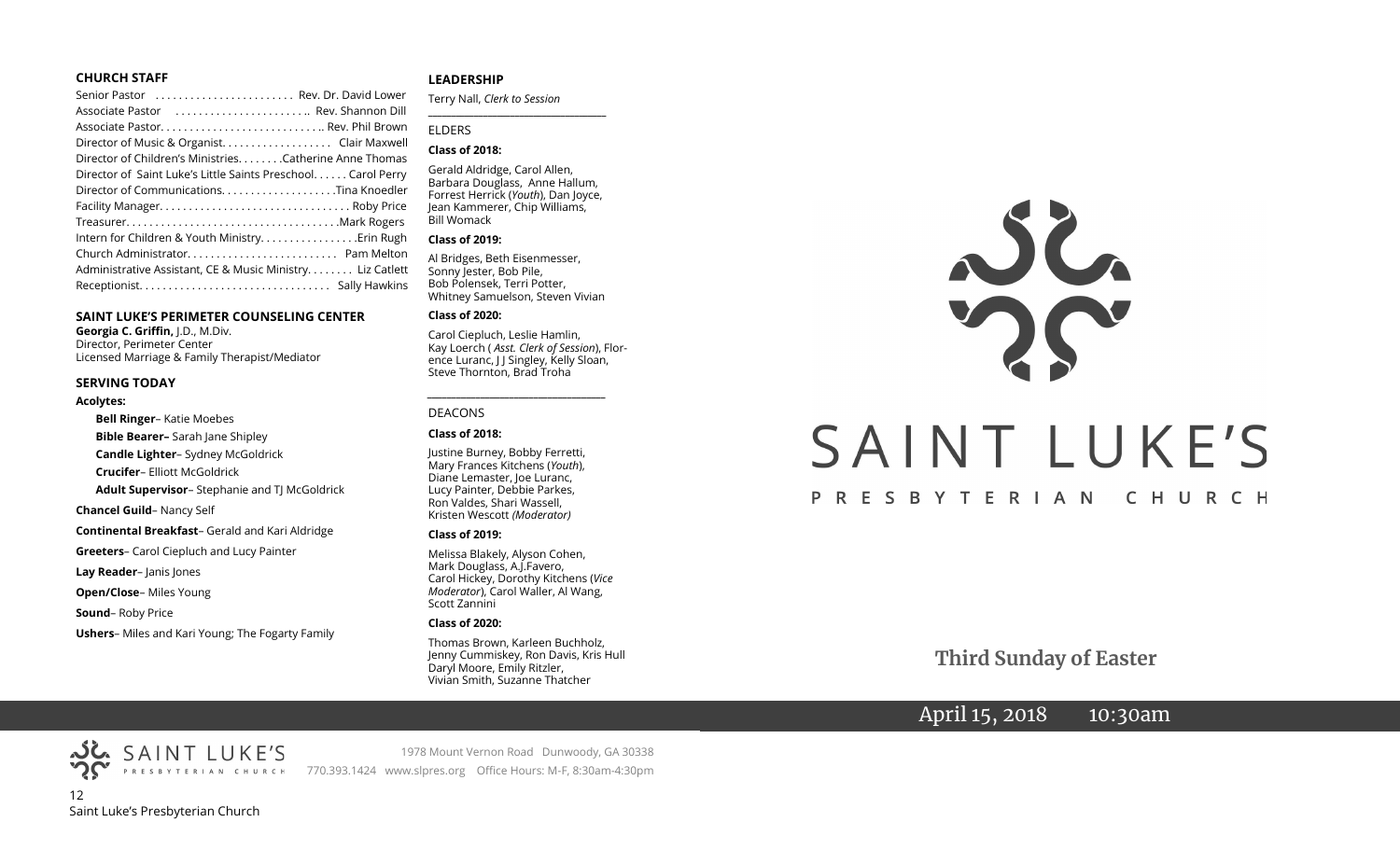## CHURCH STAFF

Senior Pastor ........................ Rev. Dr. David Lower
Associate Pastor ........................ Rev. Shannon Dill
Associate Pastor............................ Rev. Phil Brown
Director of Music & Organist.................. Clair Maxwell
Director of Children's Ministries........Catherine Anne Thomas
Director of Saint Luke's Little Saints Preschool...... Carol Perry
Director of Communications.....................Tina Knoedler
Facility Manager.................................. Roby Price
Treasurer.......................................Mark Rogers
Intern for Children & Youth Ministry.................Erin Rugh
Church Administrator.......................... Pam Melton
Administrative Assistant, CE & Music Ministry........ Liz Catlett
Receptionist.................................. Sally Hawkins

## SAINT LUKE'S PERIMETER COUNSELING CENTER

**Georgia C. Griffin,** J.D., M.Div.
Director, Perimeter Center
Licensed Marriage & Family Therapist/Mediator

## SERVING TODAY

**Acolytes:**

- **Bell Ringer**– Katie Moebes
- **Bible Bearer–** Sarah Jane Shipley
- **Candle Lighter**– Sydney McGoldrick
- **Crucifer**– Elliott McGoldrick
- **Adult Supervisor**– Stephanie and TJ McGoldrick

**Chancel Guild**– Nancy Self

**Continental Breakfast**– Gerald and Kari Aldridge

**Greeters**– Carol Ciepluch and Lucy Painter

**Lay Reader**– Janis Jones

**Open/Close**– Miles Young

**Sound**– Roby Price

**Ushers**– Miles and Kari Young; The Fogarty Family

## LEADERSHIP

Terry Nall, *Clerk to Session*

### ELDERS

**Class of 2018:**

Gerald Aldridge, Carol Allen, Barbara Douglass, Anne Hallum, Forrest Herrick (*Youth*), Dan Joyce, Jean Kammerer, Chip Williams, Bill Womack

**Class of 2019:**

Al Bridges, Beth Eisenmesser, Sonny Jester, Bob Pile, Bob Polensek, Terri Potter, Whitney Samuelson, Steven Vivian

**Class of 2020:**

Carol Ciepluch, Leslie Hamlin, Kay Loerch ( *Asst. Clerk of Session*), Florence Luranc, J J Singley, Kelly Sloan, Steve Thornton, Brad Troha

### DEACONS

**Class of 2018:**

Justine Burney, Bobby Ferretti, Mary Frances Kitchens (*Youth*), Diane Lemaster, Joe Luranc, Lucy Painter, Debbie Parkes, Ron Valdes, Shari Wassell, Kristen Wescott *(Moderator)*

**Class of 2019:**

Melissa Blakely, Alyson Cohen, Mark Douglass, A.J.Favero, Carol Hickey, Dorothy Kitchens (*Vice Moderator*), Carol Waller, Al Wang, Scott Zannini

**Class of 2020:**

Thomas Brown, Karleen Buchholz, Jenny Cummiskey, Ron Davis, Kris Hull Daryl Moore, Emily Ritzler, Vivian Smith, Suzanne Thatcher

SAINT LUKE'S
1978 Mount Vernon Road Dunwoody, GA 30338
770.393.1424 www.slpres.org Office Hours: M-F, 8:30am-4:30pm

# SAINT LUKE'S

PRESBYTERIAN CHURCH

## Third Sunday of Easter

April 15, 2018 10:30am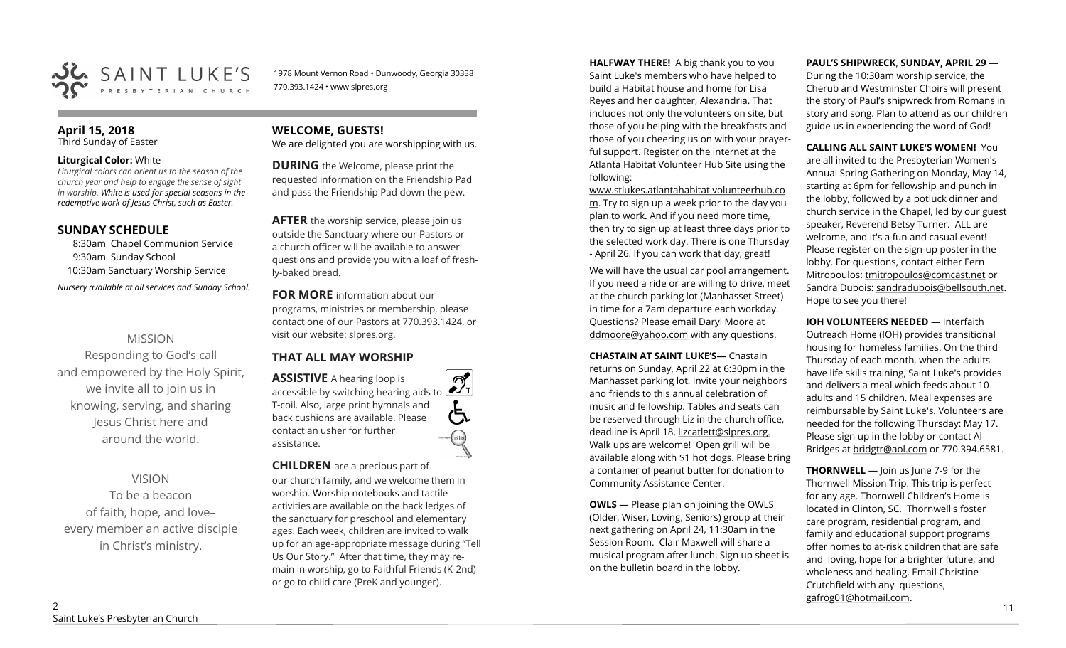# SAINT LUKE'S PRESBYTERIAN CHURCH

1978 Mount Vernon Road • Dunwoody, Georgia 30338
770.393.1424 • www.slpres.org

## April 15, 2018
Third Sunday of Easter

**Liturgical Color:** White
*Liturgical colors can orient us to the season of the church year and help to engage the sense of sight in worship. White is used for special seasons in the redemptive work of Jesus Christ, such as Easter.*

## SUNDAY SCHEDULE

8:30am Chapel Communion Service
9:30am Sunday School
10:30am Sanctuary Worship Service

*Nursery available at all services and Sunday School.*

### MISSION

Responding to God's call and empowered by the Holy Spirit, we invite all to join us in knowing, serving, and sharing Jesus Christ here and around the world.

### VISION

To be a beacon of faith, hope, and love– every member an active disciple in Christ's ministry.

## WELCOME, GUESTS!

We are delighted you are worshipping with us.

**DURING** the Welcome, please print the requested information on the Friendship Pad and pass the Friendship Pad down the pew.

**AFTER** the worship service, please join us outside the Sanctuary where our Pastors or a church officer will be available to answer questions and provide you with a loaf of fresh-ly-baked bread.

**FOR MORE** information about our programs, ministries or membership, please contact one of our Pastors at 770.393.1424, or visit our website: slpres.org.

## THAT ALL MAY WORSHIP

**ASSISTIVE** A hearing loop is accessible by switching hearing aids to T-coil. Also, large print hymnals and back cushions are available. Please contact an usher for further assistance.

**CHILDREN** are a precious part of our church family, and we welcome them in worship. Worship notebooks and tactile activities are available on the back ledges of the sanctuary for preschool and elementary ages. Each week, children are invited to walk up for an age-appropriate message during "Tell Us Our Story." After that time, they may remain in worship, go to Faithful Friends (K-2nd) or go to child care (PreK and younger).

**HALFWAY THERE!** A big thank you to you Saint Luke's members who have helped to build a Habitat house and home for Lisa Reyes and her daughter, Alexandria. That includes not only the volunteers on site, but those of you helping with the breakfasts and those of you cheering us on with your prayerful support. Register on the internet at the Atlanta Habitat Volunteer Hub Site using the following: www.stlukes.atlantahabitat.volunteerhub.com. Try to sign up a week prior to the day you plan to work. And if you need more time, then try to sign up at least three days prior to the selected work day. There is one Thursday - April 26. If you can work that day, great!

We will have the usual car pool arrangement. If you need a ride or are willing to drive, meet at the church parking lot (Manhasset Street) in time for a 7am departure each workday. Questions? Please email Daryl Moore at ddmoore@yahoo.com with any questions.

**CHASTAIN AT SAINT LUKE'S—** Chastain returns on Sunday, April 22 at 6:30pm in the Manhasset parking lot. Invite your neighbors and friends to this annual celebration of music and fellowship. Tables and seats can be reserved through Liz in the church office, deadline is April 18, lizcatlett@slpres.org. Walk ups are welcome! Open grill will be available along with $1 hot dogs. Please bring a container of peanut butter for donation to Community Assistance Center.

**OWLS** — Please plan on joining the OWLS (Older, Wiser, Loving, Seniors) group at their next gathering on April 24, 11:30am in the Session Room. Clair Maxwell will share a musical program after lunch. Sign up sheet is on the bulletin board in the lobby.

**PAUL'S SHIPWRECK, SUNDAY, APRIL 29** — During the 10:30am worship service, the Cherub and Westminster Choirs will present the story of Paul's shipwreck from Romans in story and song. Plan to attend as our children guide us in experiencing the word of God!

**CALLING ALL SAINT LUKE'S WOMEN!** You are all invited to the Presbyterian Women's Annual Spring Gathering on Monday, May 14, starting at 6pm for fellowship and punch in the lobby, followed by a potluck dinner and church service in the Chapel, led by our guest speaker, Reverend Betsy Turner. ALL are welcome, and it's a fun and casual event! Please register on the sign-up poster in the lobby. For questions, contact either Fern Mitropoulos: tmitropoulos@comcast.net or Sandra Dubois: sandradubois@bellsouth.net. Hope to see you there!

**IOH VOLUNTEERS NEEDED** — Interfaith Outreach Home (IOH) provides transitional housing for homeless families. On the third Thursday of each month, when the adults have life skills training, Saint Luke's provides and delivers a meal which feeds about 10 adults and 15 children. Meal expenses are reimbursable by Saint Luke's. Volunteers are needed for the following Thursday: May 17. Please sign up in the lobby or contact Al Bridges at bridgtr@aol.com or 770.394.6581.

**THORNWELL** — Join us June 7-9 for the Thornwell Mission Trip. This trip is perfect for any age. Thornwell Children's Home is located in Clinton, SC. Thornwell's foster care program, residential program, and family and educational support programs offer homes to at-risk children that are safe and loving, hope for a brighter future, and wholeness and healing. Email Christine Crutchfield with any questions, gafrog01@hotmail.com.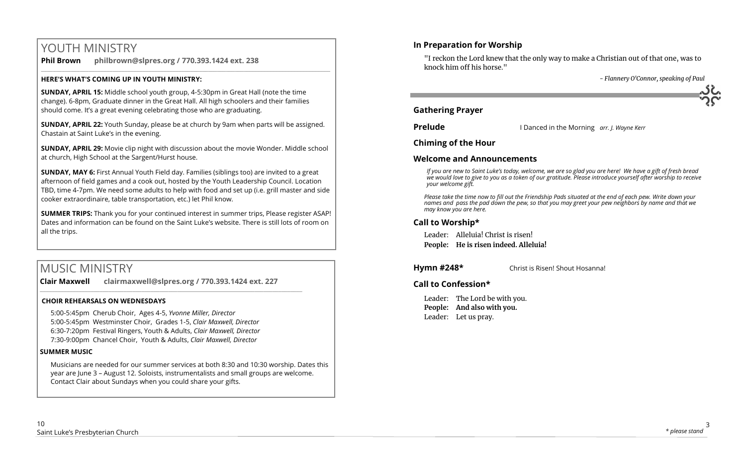# YOUTH MINISTRY

**Phil Brown** **philbrown@slpres.org / 770.393.1424 ext. 238**

**HERE'S WHAT'S COMING UP IN YOUTH MINISTRY:**

**SUNDAY, APRIL 15:** Middle school youth group, 4-5:30pm in Great Hall (note the time change). 6-8pm, Graduate dinner in the Great Hall. All high schoolers and their families should come. It's a great evening celebrating those who are graduating.

**SUNDAY, APRIL 22:** Youth Sunday, please be at church by 9am when parts will be assigned. Chastain at Saint Luke's in the evening.

**SUNDAY, APRIL 29:** Movie clip night with discussion about the movie Wonder. Middle school at church, High School at the Sargent/Hurst house.

**SUNDAY, MAY 6:** First Annual Youth Field day. Families (siblings too) are invited to a great afternoon of field games and a cook out, hosted by the Youth Leadership Council. Location TBD, time 4-7pm. We need some adults to help with food and set up (i.e. grill master and side cooker extraordinaire, table transportation, etc.) let Phil know.

**SUMMER TRIPS:** Thank you for your continued interest in summer trips, Please register ASAP! Dates and information can be found on the Saint Luke's website. There is still lots of room on all the trips.

# MUSIC MINISTRY

**Clair Maxwell** **clairmaxwell@slpres.org / 770.393.1424 ext. 227**

**CHOIR REHEARSALS ON WEDNESDAYS**

5:00-5:45pm Cherub Choir, Ages 4-5, *Yvonne Miller, Director*
5:00-5:45pm Westminster Choir, Grades 1-5, *Clair Maxwell, Director*
6:30-7:20pm Festival Ringers, Youth & Adults, *Clair Maxwell, Director*
7:30-9:00pm Chancel Choir, Youth & Adults, *Clair Maxwell, Director*

**SUMMER MUSIC**

Musicians are needed for our summer services at both 8:30 and 10:30 worship. Dates this year are June 3 – August 12. Soloists, instrumentalists and small groups are welcome. Contact Clair about Sundays when you could share your gifts.

## In Preparation for Worship

"I reckon the Lord knew that the only way to make a Christian out of that one, was to knock him off his horse."

*- Flannery O'Connor, speaking of Paul*

## Gathering Prayer

**Prelude** I Danced in the Morning *arr. J. Wayne Kerr*

## Chiming of the Hour

## Welcome and Announcements

*If you are new to Saint Luke's today, welcome, we are so glad you are here! We have a gift of fresh bread we would love to give to you as a token of our gratitude. Please introduce yourself after worship to receive your welcome gift.*

*Please take the time now to fill out the Friendship Pads situated at the end of each pew. Write down your names and pass the pad down the pew, so that you may greet your pew neighbors by name and that we may know you are here.*

## Call to Worship*

Leader: Alleluia! Christ is risen!
**People: He is risen indeed. Alleluia!**

**Hymn #248*** Christ is Risen! Shout Hosanna!

## Call to Confession*

Leader: The Lord be with you.
**People: And also with you.**
Leader: Let us pray.

*\* please stand*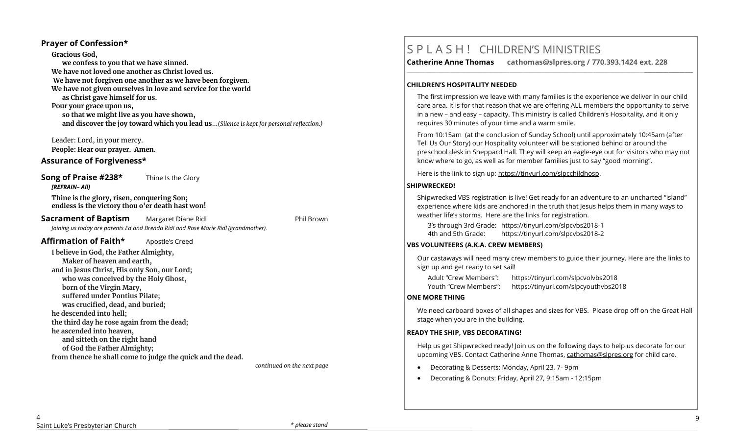## Prayer of Confession*

**Gracious God,**
**we confess to you that we have sinned.**
**We have not loved one another as Christ loved us.**
**We have not forgiven one another as we have been forgiven.**
**We have not given ourselves in love and service for the world**
**as Christ gave himself for us.**
**Pour your grace upon us,**
**so that we might live as you have shown,**
**and discover the joy toward which you lead us**…*(Silence is kept for personal reflection.)*

Leader: Lord, in your mercy.
**People: Hear our prayer. Amen.**

## Assurance of Forgiveness*

## Song of Praise #238* — Thine Is the Glory

***[REFRAIN– All]***

**Thine is the glory, risen, conquering Son;**
**endless is the victory thou o'er death hast won!**

## Sacrament of Baptism — Margaret Diane Ridl — Phil Brown

*Joining us today are parents Ed and Brenda Ridl and Rose Marie Ridl (grandmother).*

## Affirmation of Faith* — Apostle's Creed

**I believe in God, the Father Almighty,**
**Maker of heaven and earth,**
**and in Jesus Christ, His only Son, our Lord;**
**who was conceived by the Holy Ghost,**
**born of the Virgin Mary,**
**suffered under Pontius Pilate;**
**was crucified, dead, and buried;**
**he descended into hell;**
**the third day he rose again from the dead;**
**he ascended into heaven,**
**and sitteth on the right hand**
**of God the Father Almighty;**
**from thence he shall come to judge the quick and the dead.**

*continued on the next page*

*\* please stand*

# S P L A S H ! CHILDREN'S MINISTRIES

**Catherine Anne Thomas cathomas@slpres.org / 770.393.1424 ext. 228**

### CHILDREN'S HOSPITALITY NEEDED

The first impression we leave with many families is the experience we deliver in our child care area. It is for that reason that we are offering ALL members the opportunity to serve in a new – and easy – capacity. This ministry is called Children's Hospitality, and it only requires 30 minutes of your time and a warm smile.

From 10:15am (at the conclusion of Sunday School) until approximately 10:45am (after Tell Us Our Story) our Hospitality volunteer will be stationed behind or around the preschool desk in Sheppard Hall. They will keep an eagle-eye out for visitors who may not know where to go, as well as for member families just to say "good morning".

Here is the link to sign up: https://tinyurl.com/slpcchildhosp.

### SHIPWRECKED!

Shipwrecked VBS registration is live! Get ready for an adventure to an uncharted "island" experience where kids are anchored in the truth that Jesus helps them in many ways to weather life's storms. Here are the links for registration.

3's through 3rd Grade: https://tinyurl.com/slpcvbs2018-1
4th and 5th Grade: https://tinyurl.com/slpcvbs2018-2

### VBS VOLUNTEERS (A.K.A. CREW MEMBERS)

Our castaways will need many crew members to guide their journey. Here are the links to sign up and get ready to set sail!

Adult "Crew Members": https://tinyurl.com/slpcvolvbs2018
Youth "Crew Members": https://tinyurl.com/slpcyouthvbs2018

### ONE MORE THING

We need carboard boxes of all shapes and sizes for VBS. Please drop off on the Great Hall stage when you are in the building.

### READY THE SHIP, VBS DECORATING!

Help us get Shipwrecked ready! Join us on the following days to help us decorate for our upcoming VBS. Contact Catherine Anne Thomas, cathomas@slpres.org for child care.

- Decorating & Desserts: Monday, April 23, 7- 9pm
- Decorating & Donuts: Friday, April 27, 9:15am - 12:15pm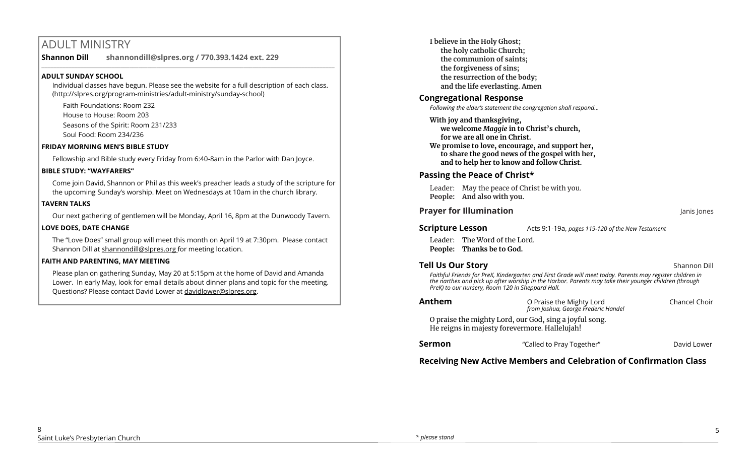## ADULT MINISTRY

**Shannon Dill** **shannondill@slpres.org / 770.393.1424 ext. 229**

**ADULT SUNDAY SCHOOL**

Individual classes have begun. Please see the website for a full description of each class. (http://slpres.org/program-ministries/adult-ministry/sunday-school)

Faith Foundations: Room 232

House to House: Room 203

Seasons of the Spirit: Room 231/233

Soul Food: Room 234/236

**FRIDAY MORNING MEN'S BIBLE STUDY**

Fellowship and Bible study every Friday from 6:40-8am in the Parlor with Dan Joyce.

**BIBLE STUDY: "WAYFARERS"**

Come join David, Shannon or Phil as this week's preacher leads a study of the scripture for the upcoming Sunday's worship. Meet on Wednesdays at 10am in the church library.

**TAVERN TALKS**

Our next gathering of gentlemen will be Monday, April 16, 8pm at the Dunwoody Tavern.

**LOVE DOES, DATE CHANGE**

The "Love Does" small group will meet this month on April 19 at 7:30pm. Please contact Shannon Dill at shannondill@slpres.org for meeting location.

**FAITH AND PARENTING, MAY MEETING**

Please plan on gathering Sunday, May 20 at 5:15pm at the home of David and Amanda Lower. In early May, look for email details about dinner plans and topic for the meeting. Questions? Please contact David Lower at davidlower@slpres.org.

**I believe in the Holy Ghost;**
**the holy catholic Church;**
**the communion of saints;**
**the forgiveness of sins;**
**the resurrection of the body;**
**and the life everlasting. Amen**

### Congregational Response

*Following the elder's statement the congregation shall respond…*

**With joy and thanksgiving,**
**we welcome *Maggie* in to Christ's church,**
**for we are all one in Christ.**
**We promise to love, encourage, and support her,**
**to share the good news of the gospel with her,**
**and to help her to know and follow Christ.**

### Passing the Peace of Christ*

Leader: May the peace of Christ be with you.
**People: And also with you.**

### Prayer for Illumination — Janis Jones

### Scripture Lesson — Acts 9:1-19a, *pages 119-120 of the New Testament*

Leader: The Word of the Lord.
**People: Thanks be to God.**

### Tell Us Our Story — Shannon Dill

*Faithful Friends for PreK, Kindergarten and First Grade will meet today. Parents may register children in the narthex and pick up after worship in the Harbor. Parents may take their younger children (through PreK) to our nursery, Room 120 in Sheppard Hall.*

### Anthem — O Praise the Mighty Lord, *from Joshua, George Frederic Handel* — Chancel Choir

O praise the mighty Lord, our God, sing a joyful song.
He reigns in majesty forevermore. Hallelujah!

### Sermon — "Called to Pray Together" — David Lower

### Receiving New Active Members and Celebration of Confirmation Class

*\* please stand*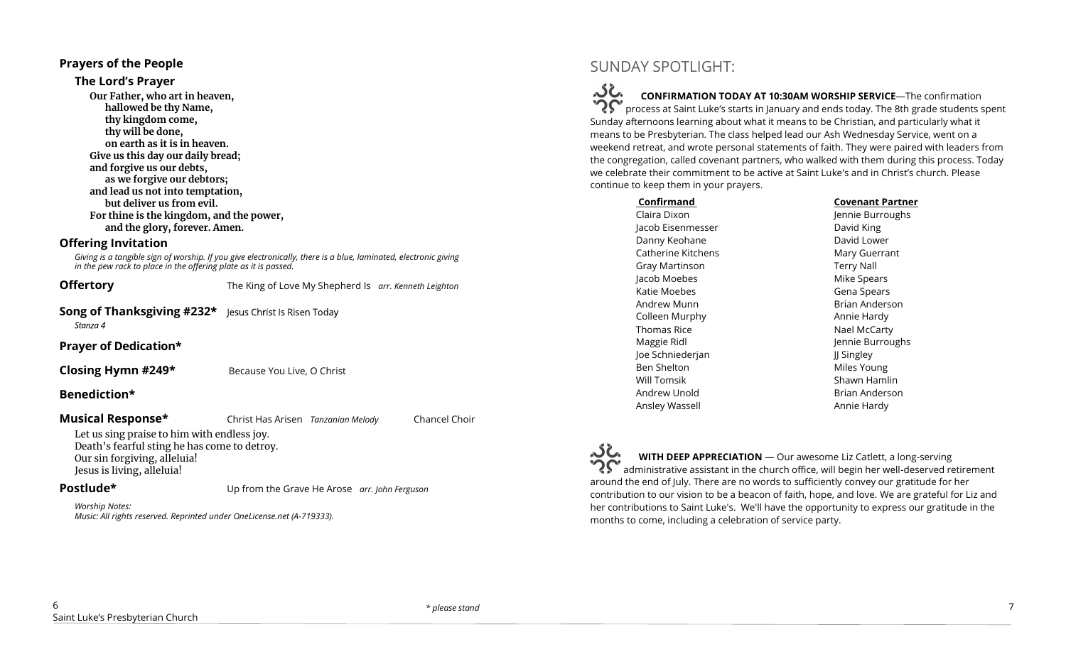## Prayers of the People

### The Lord's Prayer

**Our Father, who art in heaven,**
**hallowed be thy Name,**
**thy kingdom come,**
**thy will be done,**
**on earth as it is in heaven.**
**Give us this day our daily bread;**
**and forgive us our debts,**
**as we forgive our debtors;**
**and lead us not into temptation,**
**but deliver us from evil.**
**For thine is the kingdom, and the power,**
**and the glory, forever. Amen.**

### Offering Invitation

*Giving is a tangible sign of worship. If you give electronically, there is a blue, laminated, electronic giving in the pew rack to place in the offering plate as it is passed.*

**Offertory** The King of Love My Shepherd Is *arr. Kenneth Leighton*

**Song of Thanksgiving #232*** Jesus Christ Is Risen Today
*Stanza 4*

**Prayer of Dedication***

**Closing Hymn #249*** Because You Live, O Christ

**Benediction***

**Musical Response*** Christ Has Arisen *Tanzanian Melody* Chancel Choir

Let us sing praise to him with endless joy.
Death's fearful sting he has come to detroy.
Our sin forgiving, alleluia!
Jesus is living, alleluia!

**Postlude*** Up from the Grave He Arose *arr. John Ferguson*

*Worship Notes:*
*Music: All rights reserved. Reprinted under OneLicense.net (A-719333).*

*\* please stand*

## SUNDAY SPOTLIGHT:

**CONFIRMATION TODAY AT 10:30AM WORSHIP SERVICE**—The confirmation process at Saint Luke's starts in January and ends today. The 8th grade students spent Sunday afternoons learning about what it means to be Christian, and particularly what it means to be Presbyterian. The class helped lead our Ash Wednesday Service, went on a weekend retreat, and wrote personal statements of faith. They were paired with leaders from the congregation, called covenant partners, who walked with them during this process. Today we celebrate their commitment to be active at Saint Luke's and in Christ's church. Please continue to keep them in your prayers.

| Confirmand | Covenant Partner |
|---|---|
| Claira Dixon | Jennie Burroughs |
| Jacob Eisenmesser | David King |
| Danny Keohane | David Lower |
| Catherine Kitchens | Mary Guerrant |
| Gray Martinson | Terry Nall |
| Jacob Moebes | Mike Spears |
| Katie Moebes | Gena Spears |
| Andrew Munn | Brian Anderson |
| Colleen Murphy | Annie Hardy |
| Thomas Rice | Nael McCarty |
| Maggie Ridl | Jennie Burroughs |
| Joe Schniederjan | JJ Singley |
| Ben Shelton | Miles Young |
| Will Tomsik | Shawn Hamlin |
| Andrew Unold | Brian Anderson |
| Ansley Wassell | Annie Hardy |

**WITH DEEP APPRECIATION** — Our awesome Liz Catlett, a long-serving administrative assistant in the church office, will begin her well-deserved retirement around the end of July. There are no words to sufficiently convey our gratitude for her contribution to our vision to be a beacon of faith, hope, and love. We are grateful for Liz and her contributions to Saint Luke's. We'll have the opportunity to express our gratitude in the months to come, including a celebration of service party.